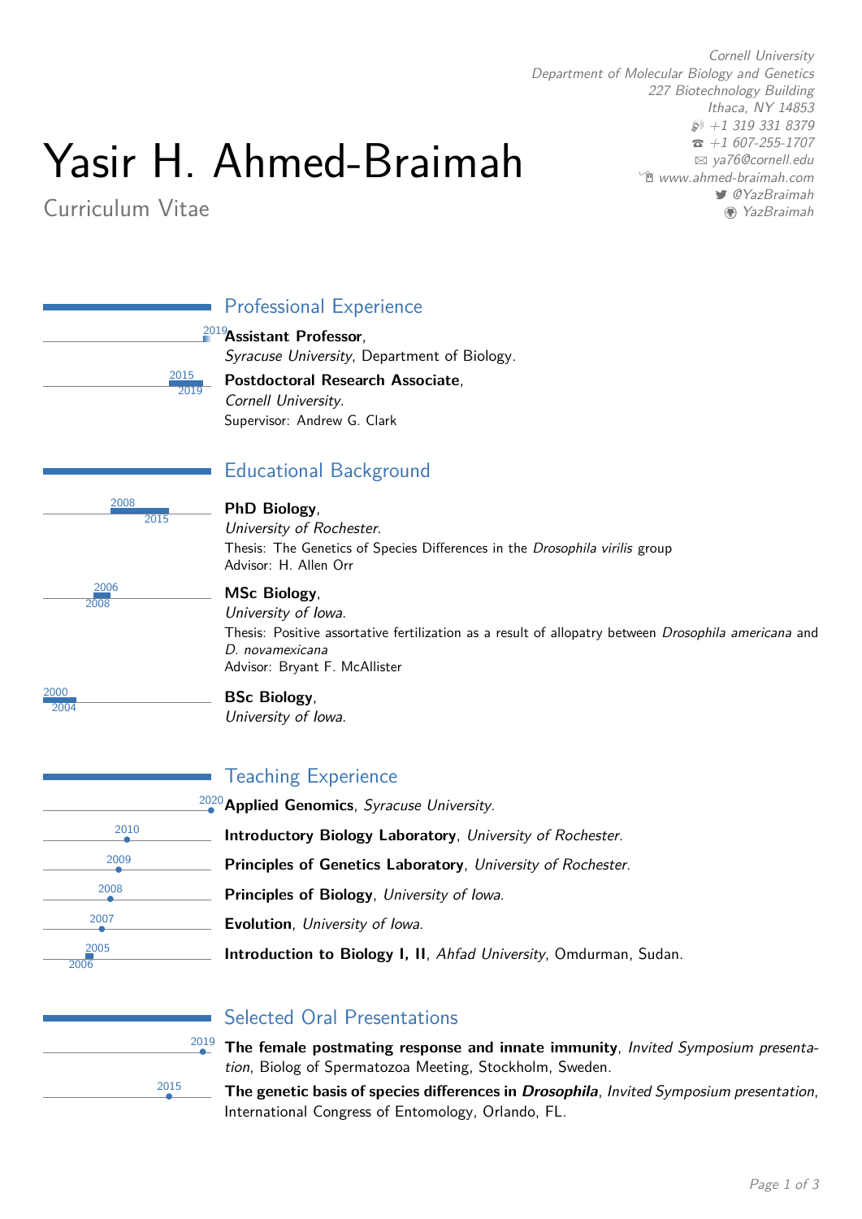# Yasir H. Ahmed-Braimah

Curriculum Vitae

*Cornell University*
*Department of Molecular Biology and Genetics*
*227 Biotechnology Building*
*Ithaca, NY 14853*
*+1 319 331 8379*
*+1 607-255-1707*
*ya76@cornell.edu*
*www.ahmed-braimah.com*
*@YazBraimah*
*YazBraimah*

## Professional Experience

2019 — **Assistant Professor**,
*Syracuse University*, Department of Biology.

2015–2019 — **Postdoctoral Research Associate**,
*Cornell University*.
Supervisor: Andrew G. Clark

## Educational Background

2008–2015 — **PhD Biology**,
*University of Rochester*.
Thesis: The Genetics of Species Differences in the *Drosophila virilis* group
Advisor: H. Allen Orr

2006–2008 — **MSc Biology**,
*University of Iowa*.
Thesis: Positive assortative fertilization as a result of allopatry between *Drosophila americana* and *D. novamexicana*
Advisor: Bryant F. McAllister

2000–2004 — **BSc Biology**,
*University of Iowa*.

## Teaching Experience

2020 — **Applied Genomics**, *Syracuse University*.

2010 — **Introductory Biology Laboratory**, *University of Rochester*.

2009 — **Principles of Genetics Laboratory**, *University of Rochester*.

2008 — **Principles of Biology**, *University of Iowa*.

2007 — **Evolution**, *University of Iowa*.

2005–2006 — **Introduction to Biology I, II**, *Ahfad University*, Omdurman, Sudan.

## Selected Oral Presentations

2019 — **The female postmating response and innate immunity**, *Invited Symposium presentation*, Biolog of Spermatozoa Meeting, Stockholm, Sweden.

2015 — **The genetic basis of species differences in *Drosophila***, *Invited Symposium presentation*, International Congress of Entomology, Orlando, FL.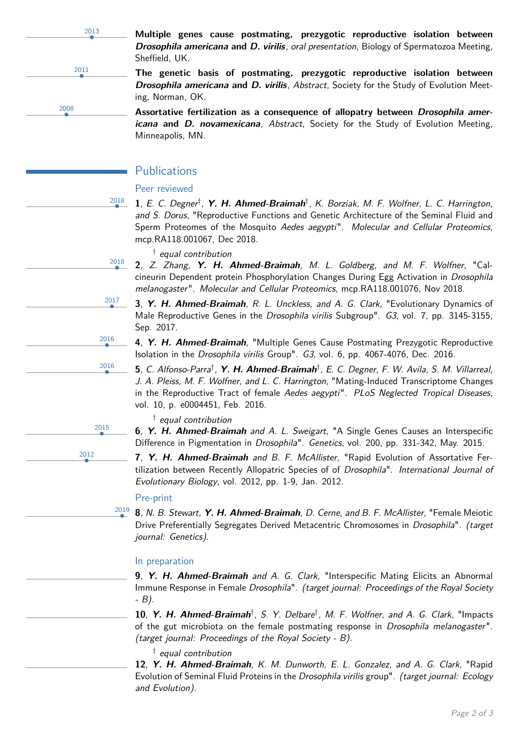2013 — **Multiple genes cause postmating, prezygotic reproductive isolation between *Drosophila americana* and *D. virilis***, *oral presentation*, Biology of Spermatozoa Meeting, Sheffield, UK.

2011 — **The genetic basis of postmating, prezygotic reproductive isolation between *Drosophila americana* and *D. virilis***, *Abstract*, Society for the Study of Evolution Meeting, Norman, OK.

2008 — **Assortative fertilization as a consequence of allopatry between *Drosophila americana* and *D. novamexicana***, *Abstract*, Society for the Study of Evolution Meeting, Minneapolis, MN.

## Publications

### Peer reviewed

2018 — **1**, *E. C. Degner*†, ***Y. H. Ahmed-Braimah***†, *K. Borziak, M. F. Wolfner, L. C. Harrington, and S. Dorus*, "Reproductive Functions and Genetic Architecture of the Seminal Fluid and Sperm Proteomes of the Mosquito *Aedes aegypti*". *Molecular and Cellular Proteomics*, mcp.RA118.001067, Dec 2018.

† *equal contribution*

2018 — **2**, *Z. Zhang,* ***Y. H. Ahmed-Braimah****, M. L. Goldberg, and M. F. Wolfner*, "Calcineurin Dependent protein Phosphorylation Changes During Egg Activation in *Drosophila melanogaster*". *Molecular and Cellular Proteomics*, mcp.RA118.001076, Nov 2018.

2017 — **3**, ***Y. H. Ahmed-Braimah****, R. L. Unckless, and A. G. Clark*, "Evolutionary Dynamics of Male Reproductive Genes in the *Drosophila virilis* Subgroup". *G3*, vol. 7, pp. 3145-3155, Sep. 2017.

2016 — **4**, ***Y. H. Ahmed-Braimah***, "Multiple Genes Cause Postmating Prezygotic Reproductive Isolation in the *Drosophila virilis* Group". *G3*, vol. 6, pp. 4067-4076, Dec. 2016.

2016 — **5**, *C. Alfonso-Parra*†, ***Y. H. Ahmed-Braimah***†, *E. C. Degner, F. W. Avila, S. M. Villarreal, J. A. Pleiss, M. F. Wolfner, and L. C. Harrington*, "Mating-Induced Transcriptome Changes in the Reproductive Tract of female *Aedes aegypti*". *PLoS Neglected Tropical Diseases*, vol. 10, p. e0004451, Feb. 2016.

† *equal contribution*

2015 — **6**, ***Y. H. Ahmed-Braimah*** *and A. L. Sweigart*, "A Single Genes Causes an Interspecific Difference in Pigmentation in *Drosophila*". *Genetics*, vol. 200, pp. 331-342, May. 2015.

2012 — **7**, ***Y. H. Ahmed-Braimah*** *and B. F. McAllister*, "Rapid Evolution of Assortative Fertilization between Recently Allopatric Species of of *Drosophila*". *International Journal of Evolutionary Biology*, vol. 2012, pp. 1-9, Jan. 2012.

### Pre-print

2019 — **8**, *N. B. Stewart,* ***Y. H. Ahmed-Braimah****, D. Cerne, and B. F. McAllister*, "Female Meiotic Drive Preferentially Segregates Derived Metacentric Chromosomes in *Drosophila*". *(target journal: Genetics)*.

### In preparation

**9**, ***Y. H. Ahmed-Braimah*** *and A. G. Clark*, "Interspecific Mating Elicits an Abnormal Immune Response in Female *Drosophila*". *(target journal: Proceedings of the Royal Society - B)*.

**10**, ***Y. H. Ahmed-Braimah***†, *S. Y. Delbare*†, *M. F. Wolfner, and A. G. Clark*, "Impacts of the gut microbiota on the female postmating response in *Drosophila melanogaster*". *(target journal: Proceedings of the Royal Society - B)*.

† *equal contribution*

**12**, ***Y. H. Ahmed-Braimah****, K. M. Dunworth, E. L. Gonzalez, and A. G. Clark*, "Rapid Evolution of Seminal Fluid Proteins in the *Drosophila virilis* group". *(target journal: Ecology and Evolution)*.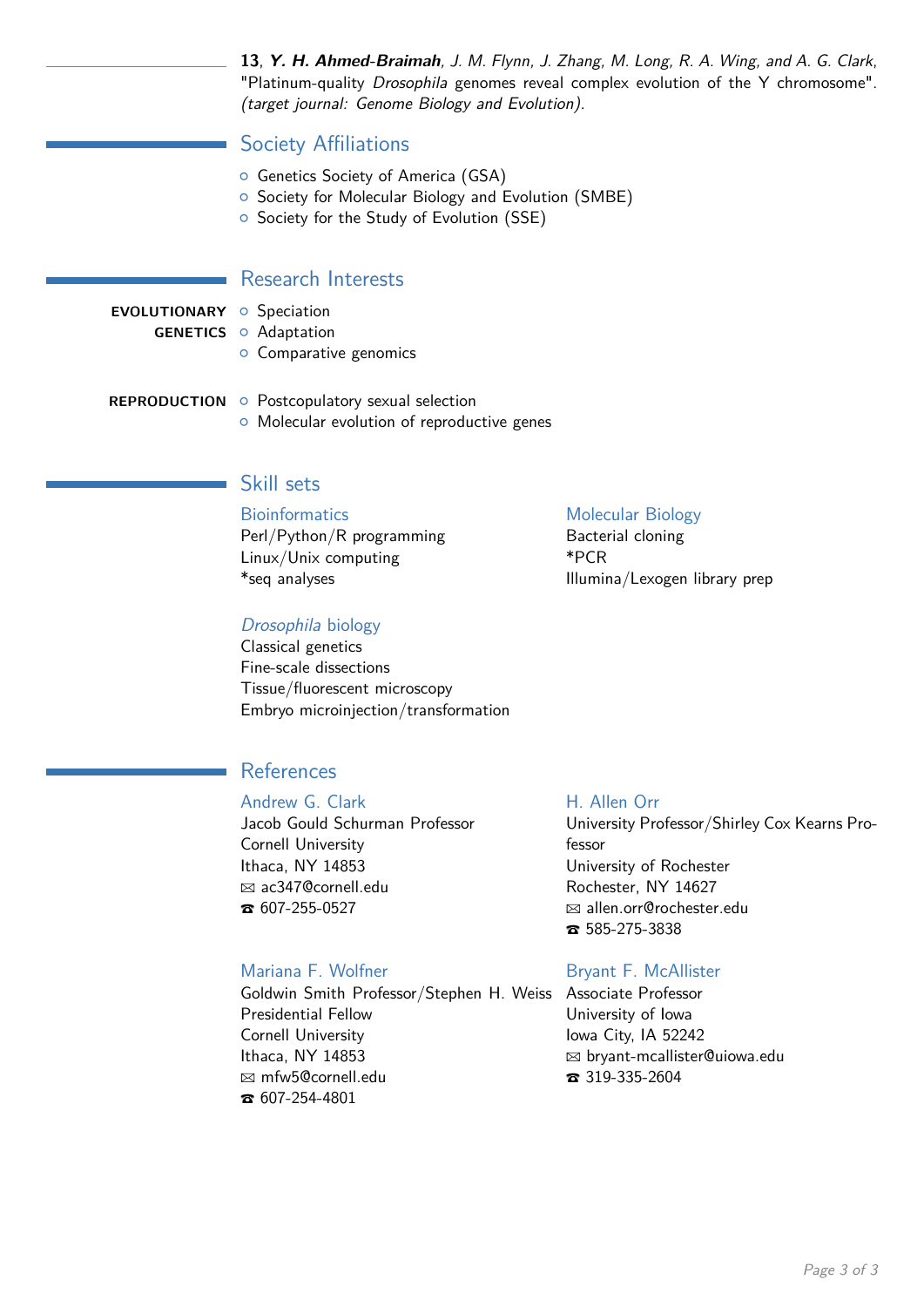13, ***Y. H. Ahmed-Braimah***, *J. M. Flynn, J. Zhang, M. Long, R. A. Wing, and A. G. Clark*, "Platinum-quality *Drosophila* genomes reveal complex evolution of the Y chromosome". *(target journal: Genome Biology and Evolution)*.

## Society Affiliations

- Genetics Society of America (GSA)
- Society for Molecular Biology and Evolution (SMBE)
- Society for the Study of Evolution (SSE)

## Research Interests

**EVOLUTIONARY GENETICS**
- Speciation
- Adaptation
- Comparative genomics

**REPRODUCTION**
- Postcopulatory sexual selection
- Molecular evolution of reproductive genes

## Skill sets

### Bioinformatics
Perl/Python/R programming
Linux/Unix computing
*seq analyses

### Molecular Biology
Bacterial cloning
*PCR
Illumina/Lexogen library prep

### *Drosophila* biology
Classical genetics
Fine-scale dissections
Tissue/fluorescent microscopy
Embryo microinjection/transformation

## References

### Andrew G. Clark
Jacob Gould Schurman Professor
Cornell University
Ithaca, NY 14853
✉ ac347@cornell.edu
☎ 607-255-0527

### H. Allen Orr
University Professor/Shirley Cox Kearns Professor
University of Rochester
Rochester, NY 14627
✉ allen.orr@rochester.edu
☎ 585-275-3838

### Mariana F. Wolfner
Goldwin Smith Professor/Stephen H. Weiss Presidential Fellow
Cornell University
Ithaca, NY 14853
✉ mfw5@cornell.edu
☎ 607-254-4801

### Bryant F. McAllister
Associate Professor
University of Iowa
Iowa City, IA 52242
✉ bryant-mcallister@uiowa.edu
☎ 319-335-2604